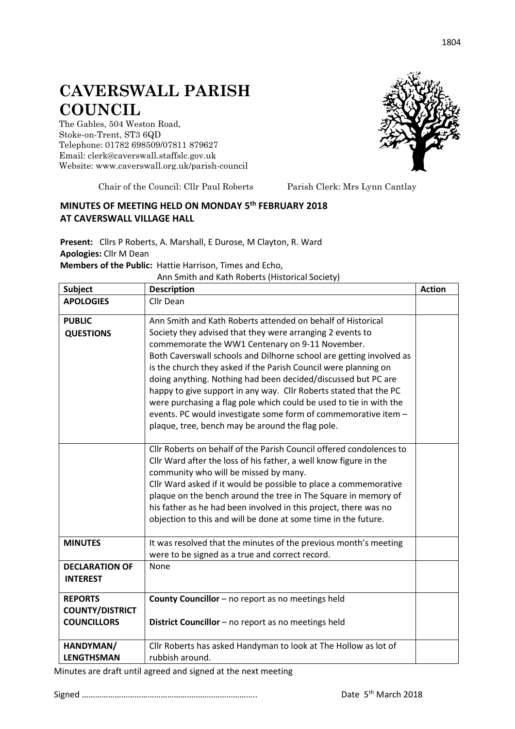# CAVERSWALL PARISH COUNCIL

The Gables, 504 Weston Road,
Stoke-on-Trent, ST3 6QD
Telephone: 01782 698509/07811 879627
Email: clerk@caverswall.staffslc.gov.uk
Website: www.caverswall.org.uk/parish-council

Chair of the Council: Cllr Paul Roberts Parish Clerk: Mrs Lynn Cantlay

## MINUTES OF MEETING HELD ON MONDAY 5th FEBRUARY 2018 AT CAVERSWALL VILLAGE HALL

**Present:** Cllrs P Roberts, A. Marshall, E Durose, M Clayton, R. Ward
**Apologies:** Cllr M Dean
**Members of the Public:** Hattie Harrison, Times and Echo,
Ann Smith and Kath Roberts (Historical Society)

| Subject | Description | Action |
|---|---|---|
| **APOLOGIES** | Cllr Dean | |
| **PUBLIC QUESTIONS** | Ann Smith and Kath Roberts attended on behalf of Historical Society they advised that they were arranging 2 events to commemorate the WW1 Centenary on 9-11 November. Both Caverswall schools and Dilhorne school are getting involved as is the church they asked if the Parish Council were planning on doing anything. Nothing had been decided/discussed but PC are happy to give support in any way. Cllr Roberts stated that the PC were purchasing a flag pole which could be used to tie in with the events. PC would investigate some form of commemorative item – plaque, tree, bench may be around the flag pole. | |
| | Cllr Roberts on behalf of the Parish Council offered condolences to Cllr Ward after the loss of his father, a well know figure in the community who will be missed by many. Cllr Ward asked if it would be possible to place a commemorative plaque on the bench around the tree in The Square in memory of his father as he had been involved in this project, there was no objection to this and will be done at some time in the future. | |
| **MINUTES** | It was resolved that the minutes of the previous month's meeting were to be signed as a true and correct record. | |
| **DECLARATION OF INTEREST** | None | |
| **REPORTS COUNTY/DISTRICT COUNCILLORS** | **County Councillor** – no report as no meetings held<br><br>**District Councillor** – no report as no meetings held | |
| **HANDYMAN/ LENGTHSMAN** | Cllr Roberts has asked Handyman to look at The Hollow as lot of rubbish around. | |

Minutes are draft until agreed and signed at the next meeting

Signed ……………………………………………………………………. Date 5th March 2018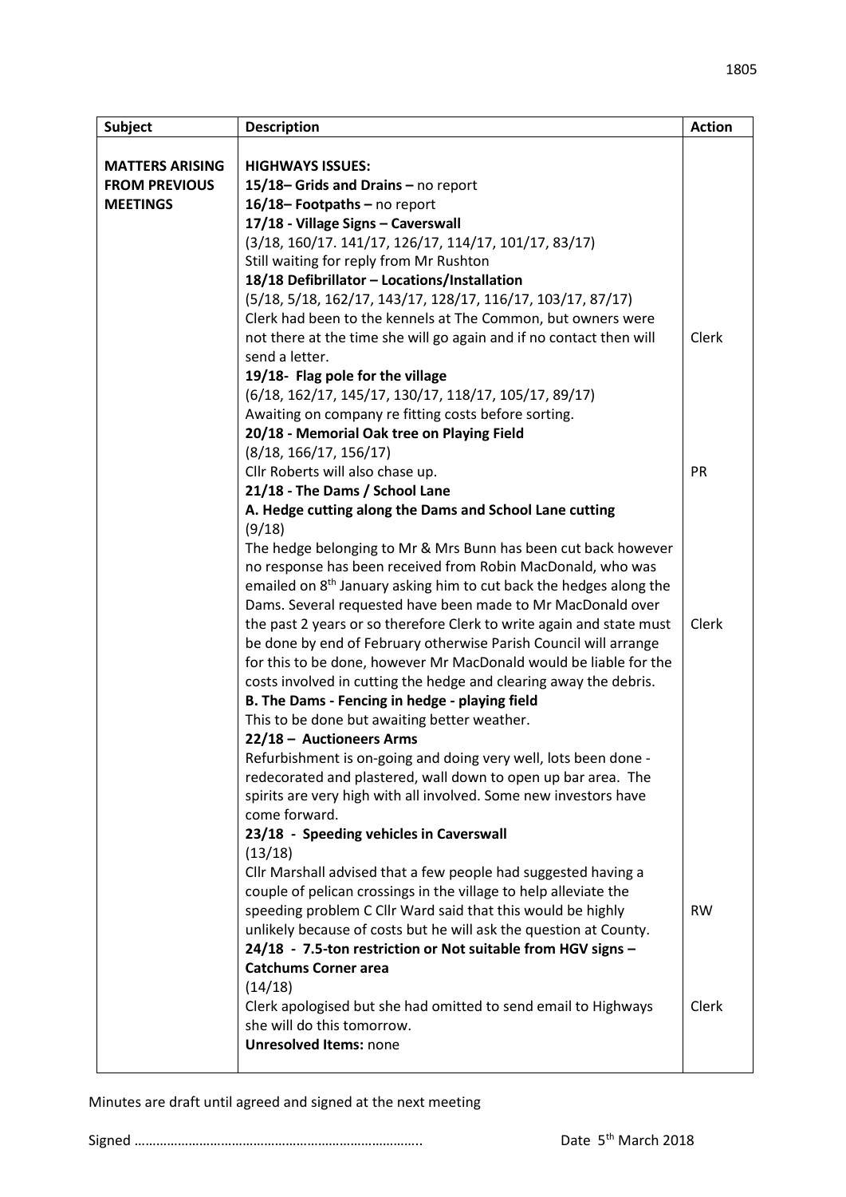| Subject | Description | Action |
|---|---|---|
| **MATTERS ARISING FROM PREVIOUS MEETINGS** | **HIGHWAYS ISSUES:**<br>**15/18– Grids and Drains –** no report<br>**16/18– Footpaths –** no report<br>**17/18 - Village Signs – Caverswall**<br>(3/18, 160/17. 141/17, 126/17, 114/17, 101/17, 83/17)<br>Still waiting for reply from Mr Rushton | |
| | **18/18 Defibrillator – Locations/Installation**<br>(5/18, 5/18, 162/17, 143/17, 128/17, 116/17, 103/17, 87/17)<br>Clerk had been to the kennels at The Common, but owners were not there at the time she will go again and if no contact then will send a letter. | Clerk |
| | **19/18- Flag pole for the village**<br>(6/18, 162/17, 145/17, 130/17, 118/17, 105/17, 89/17)<br>Awaiting on company re fitting costs before sorting. | |
| | **20/18 - Memorial Oak tree on Playing Field**<br>(8/18, 166/17, 156/17)<br>Cllr Roberts will also chase up. | PR |
| | **21/18 - The Dams / School Lane**<br>**A. Hedge cutting along the Dams and School Lane cutting**<br>(9/18)<br>The hedge belonging to Mr & Mrs Bunn has been cut back however no response has been received from Robin MacDonald, who was emailed on 8th January asking him to cut back the hedges along the Dams. Several requested have been made to Mr MacDonald over the past 2 years or so therefore Clerk to write again and state must be done by end of February otherwise Parish Council will arrange for this to be done, however Mr MacDonald would be liable for the costs involved in cutting the hedge and clearing away the debris. | Clerk |
| | **B. The Dams - Fencing in hedge - playing field**<br>This to be done but awaiting better weather. | |
| | **22/18 – Auctioneers Arms**<br>Refurbishment is on-going and doing very well, lots been done - redecorated and plastered, wall down to open up bar area. The spirits are very high with all involved. Some new investors have come forward. | |
| | **23/18 - Speeding vehicles in Caverswall**<br>(13/18)<br>Cllr Marshall advised that a few people had suggested having a couple of pelican crossings in the village to help alleviate the speeding problem C Cllr Ward said that this would be highly unlikely because of costs but he will ask the question at County. | RW |
| | **24/18 - 7.5-ton restriction or Not suitable from HGV signs – Catchums Corner area**<br>(14/18)<br>Clerk apologised but she had omitted to send email to Highways she will do this tomorrow. | Clerk |
| | **Unresolved Items:** none | |

Minutes are draft until agreed and signed at the next meeting

Signed …………………………………………………………………..  Date 5th March 2018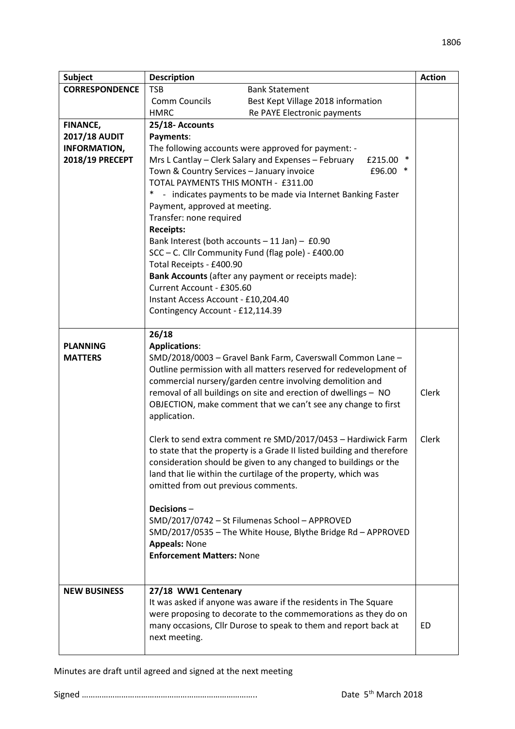| Subject | Description | Action |
|---|---|---|
| **CORRESPONDENCE** | TSB Bank Statement<br>Comm Councils Best Kept Village 2018 information<br>HMRC Re PAYE Electronic payments | |
| **FINANCE, 2017/18 AUDIT INFORMATION, 2018/19 PRECEPT** | **25/18- Accounts**<br>**Payments**:<br>The following accounts were approved for payment: -<br>Mrs L Cantlay – Clerk Salary and Expenses – February £215.00 *<br>Town & Country Services – January invoice £96.00 *<br>TOTAL PAYMENTS THIS MONTH - £311.00<br>* - indicates payments to be made via Internet Banking Faster Payment, approved at meeting.<br>Transfer: none required<br>**Receipts:**<br>Bank Interest (both accounts – 11 Jan) – £0.90<br>SCC – C. Cllr Community Fund (flag pole) - £400.00<br>Total Receipts - £400.90<br>**Bank Accounts** (after any payment or receipts made):<br>Current Account - £305.60<br>Instant Access Account - £10,204.40<br>Contingency Account - £12,114.39 | |
| **PLANNING MATTERS** | **26/18**<br>**Applications**:<br>SMD/2018/0003 – Gravel Bank Farm, Caverswall Common Lane – Outline permission with all matters reserved for redevelopment of commercial nursery/garden centre involving demolition and removal of all buildings on site and erection of dwellings – NO OBJECTION, make comment that we can't see any change to first application.<br><br>Clerk to send extra comment re SMD/2017/0453 – Hardiwick Farm to state that the property is a Grade II listed building and therefore consideration should be given to any changed to buildings or the land that lie within the curtilage of the property, which was omitted from out previous comments.<br><br>**Decisions** –<br>SMD/2017/0742 – St Filumenas School – APPROVED<br>SMD/2017/0535 – The White House, Blythe Bridge Rd – APPROVED<br>**Appeals:** None<br>**Enforcement Matters:** None | Clerk<br><br>Clerk |
| **NEW BUSINESS** | **27/18 WW1 Centenary**<br>It was asked if anyone was aware if the residents in The Square were proposing to decorate to the commemorations as they do on many occasions, Cllr Durose to speak to them and report back at next meeting. | ED |

Minutes are draft until agreed and signed at the next meeting

Signed …………………………………………………………………….. Date 5th March 2018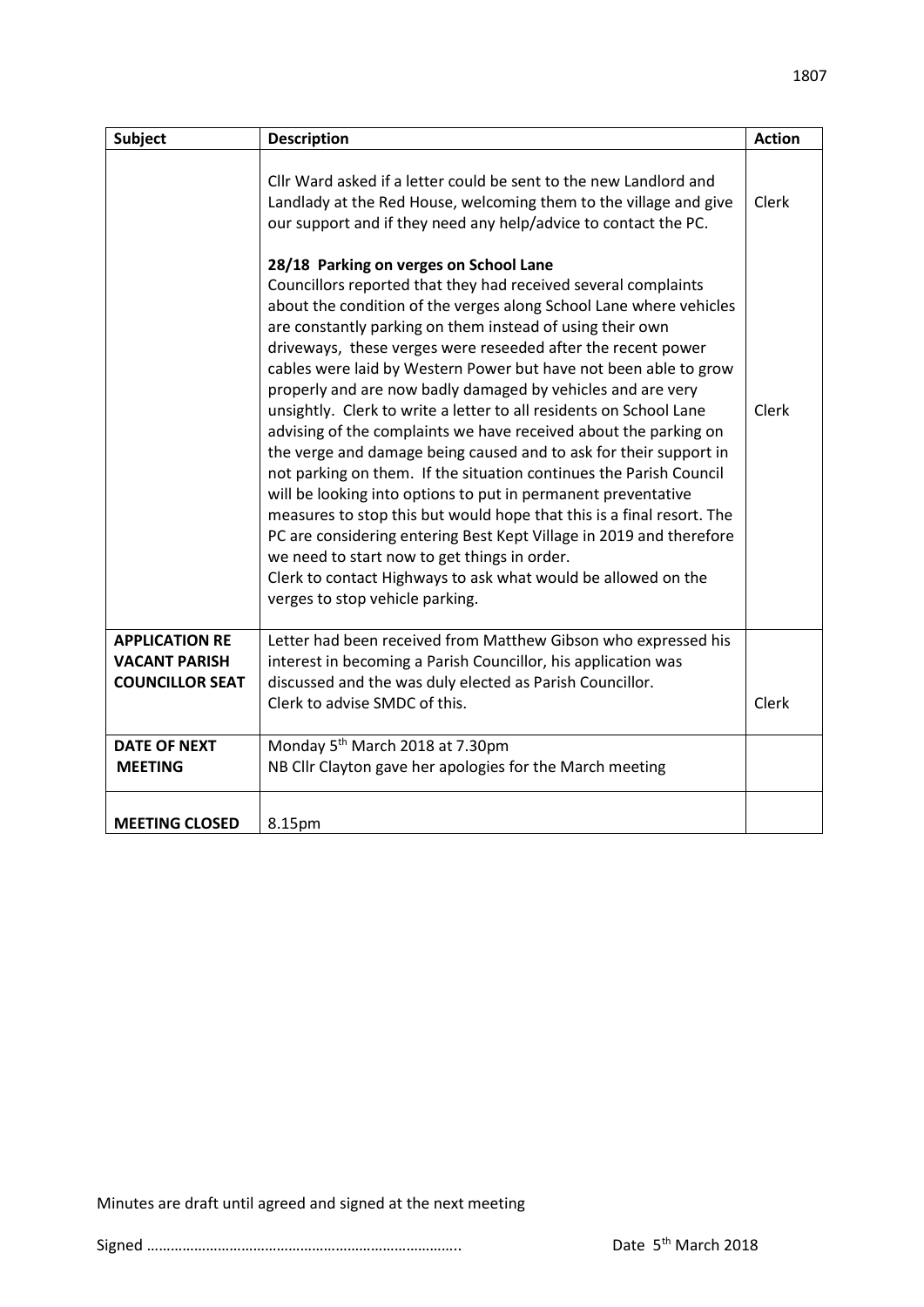| Subject | Description | Action |
|---|---|---|
| | Cllr Ward asked if a letter could be sent to the new Landlord and Landlady at the Red House, welcoming them to the village and give our support and if they need any help/advice to contact the PC. | Clerk |
| | **28/18 Parking on verges on School Lane**<br>Councillors reported that they had received several complaints about the condition of the verges along School Lane where vehicles are constantly parking on them instead of using their own driveways, these verges were reseeded after the recent power cables were laid by Western Power but have not been able to grow properly and are now badly damaged by vehicles and are very unsightly. Clerk to write a letter to all residents on School Lane advising of the complaints we have received about the parking on the verge and damage being caused and to ask for their support in not parking on them. If the situation continues the Parish Council will be looking into options to put in permanent preventative measures to stop this but would hope that this is a final resort. The PC are considering entering Best Kept Village in 2019 and therefore we need to start now to get things in order.<br>Clerk to contact Highways to ask what would be allowed on the verges to stop vehicle parking. | Clerk |
| **APPLICATION RE VACANT PARISH COUNCILLOR SEAT** | Letter had been received from Matthew Gibson who expressed his interest in becoming a Parish Councillor, his application was discussed and the was duly elected as Parish Councillor.<br>Clerk to advise SMDC of this. | Clerk |
| **DATE OF NEXT MEETING** | Monday 5th March 2018 at 7.30pm<br>NB Cllr Clayton gave her apologies for the March meeting | |
| **MEETING CLOSED** | 8.15pm | |

Minutes are draft until agreed and signed at the next meeting

Signed ……………………………………………………………………..    Date 5th March 2018